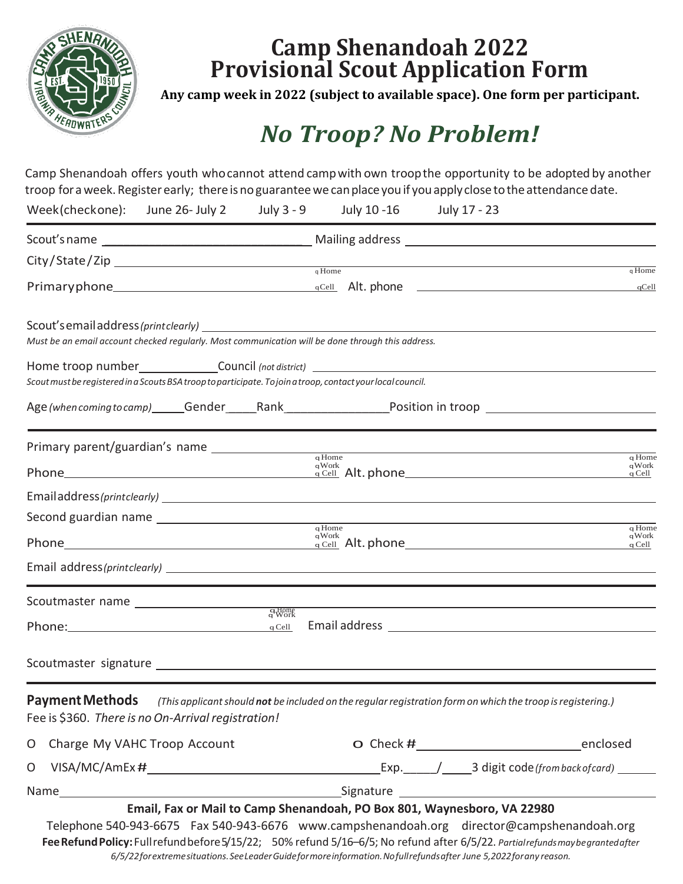# Camp Shenandoah 2022
# Provisional Scout Application Form

**Any camp week in 2022 (subject to available space). One form per participant.**

## *No Troop? No Problem!*

Camp Shenandoah offers youth who cannot attend camp with own troop the opportunity to be adopted by another troop for a week. Register early; there is no guarantee we can place you if you apply close to the attendance date.

Week (check one): June 26- July 2 July 3 - 9 July 10 -16 July 17 - 23

---

Scout's name _______________ Mailing address _______________

City/State/Zip _______________

Primary phone _______________ ❑ Home ❑ Cell Alt. phone _______________ ❑ Home ❑ Cell

Scout's email address *(print clearly)* _______________

*Must be an email account checked regularly. Most communication will be done through this address.*

Home troop number _______ Council *(not district)* _______________

*Scout must be registered in a Scouts BSA troop to participate. To join a troop, contact your local council.*

Age *(when coming to camp)* _____ Gender _____ Rank _______ Position in troop _______________

---

Primary parent/guardian's name _______________

Phone _______________ ❑ Home ❑ Work ❑ Cell Alt. phone _______________ ❑ Home ❑ Work ❑ Cell

Email address *(print clearly)* _______________

Second guardian name _______________

Phone _______________ ❑ Home ❑ Work ❑ Cell Alt. phone _______________ ❑ Home ❑ Work ❑ Cell

Email address *(print clearly)* _______________

---

Scoutmaster name _______________

Phone: _______________ ❑ Home ❑ Work ❑ Cell Email address _______________

Scoutmaster signature _______________

---

**Payment Methods** *(This applicant should **not** be included on the regular registration form on which the troop is registering.)*

Fee is $360. *There is no On-Arrival registration!*

O Charge My VAHC Troop Account O Check # _______________ enclosed

O VISA/MC/AmEx # _______________ Exp. ____/____ 3 digit code *(from back of card)* _______

Name _______________ Signature _______________

**Email, Fax or Mail to Camp Shenandoah, PO Box 801, Waynesboro, VA 22980**

Telephone 540-943-6675 Fax 540-943-6676 www.campshenandoah.org director@campshenandoah.org

**Fee Refund Policy:** Full refund before 5/15/22; 50% refund 5/16–6/5; No refund after 6/5/22. *Partial refunds may be granted after 6/5/22 for extreme situations. See Leader Guide for more information. No full refunds after June 5, 2022 for any reason.*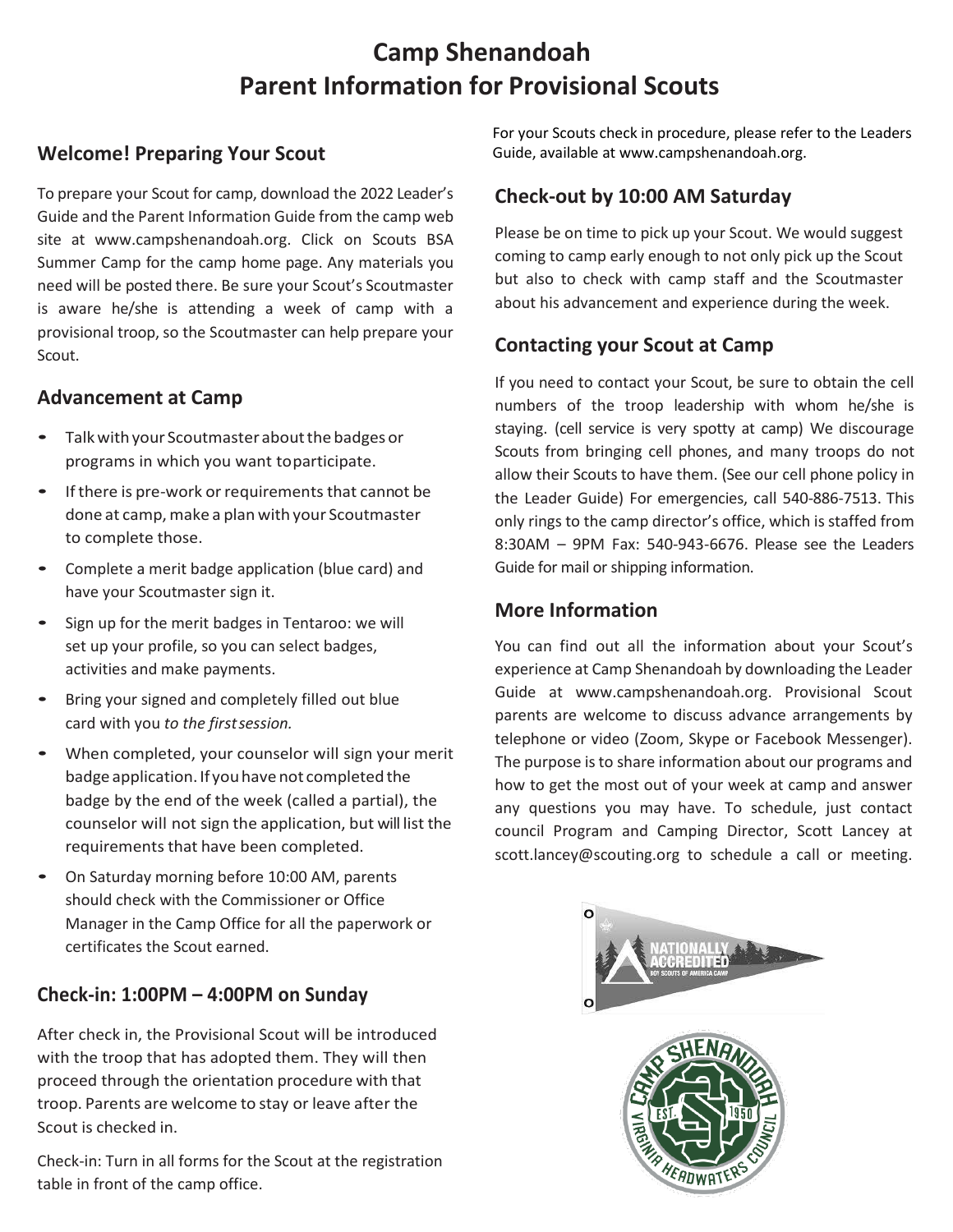# Camp Shenandoah
# Parent Information for Provisional Scouts

## Welcome! Preparing Your Scout

To prepare your Scout for camp, download the 2022 Leader's Guide and the Parent Information Guide from the camp web site at www.campshenandoah.org. Click on Scouts BSA Summer Camp for the camp home page. Any materials you need will be posted there. Be sure your Scout's Scoutmaster is aware he/she is attending a week of camp with a provisional troop, so the Scoutmaster can help prepare your Scout.

## Advancement at Camp

- Talk with your Scoutmaster about the badges or programs in which you want to participate.
- If there is pre-work or requirements that cannot be done at camp, make a plan with your Scoutmaster to complete those.
- Complete a merit badge application (blue card) and have your Scoutmaster sign it.
- Sign up for the merit badges in Tentaroo: we will set up your profile, so you can select badges, activities and make payments.
- Bring your signed and completely filled out blue card with you *to the first session.*
- When completed, your counselor will sign your merit badge application. If you have not completed the badge by the end of the week (called a partial), the counselor will not sign the application, but will list the requirements that have been completed.
- On Saturday morning before 10:00 AM, parents should check with the Commissioner or Office Manager in the Camp Office for all the paperwork or certificates the Scout earned.

## Check-in: 1:00PM – 4:00PM on Sunday

After check in, the Provisional Scout will be introduced with the troop that has adopted them. They will then proceed through the orientation procedure with that troop. Parents are welcome to stay or leave after the Scout is checked in.

Check-in: Turn in all forms for the Scout at the registration table in front of the camp office.

For your Scouts check in procedure, please refer to the Leaders Guide, available at www.campshenandoah.org.

## Check-out by 10:00 AM Saturday

Please be on time to pick up your Scout. We would suggest coming to camp early enough to not only pick up the Scout but also to check with camp staff and the Scoutmaster about his advancement and experience during the week.

## Contacting your Scout at Camp

If you need to contact your Scout, be sure to obtain the cell numbers of the troop leadership with whom he/she is staying. (cell service is very spotty at camp) We discourage Scouts from bringing cell phones, and many troops do not allow their Scouts to have them. (See our cell phone policy in the Leader Guide) For emergencies, call 540-886-7513. This only rings to the camp director's office, which is staffed from 8:30AM – 9PM Fax: 540-943-6676. Please see the Leaders Guide for mail or shipping information.

## More Information

You can find out all the information about your Scout's experience at Camp Shenandoah by downloading the Leader Guide at www.campshenandoah.org. Provisional Scout parents are welcome to discuss advance arrangements by telephone or video (Zoom, Skype or Facebook Messenger). The purpose is to share information about our programs and how to get the most out of your week at camp and answer any questions you may have. To schedule, just contact council Program and Camping Director, Scott Lancey at scott.lancey@scouting.org to schedule a call or meeting.